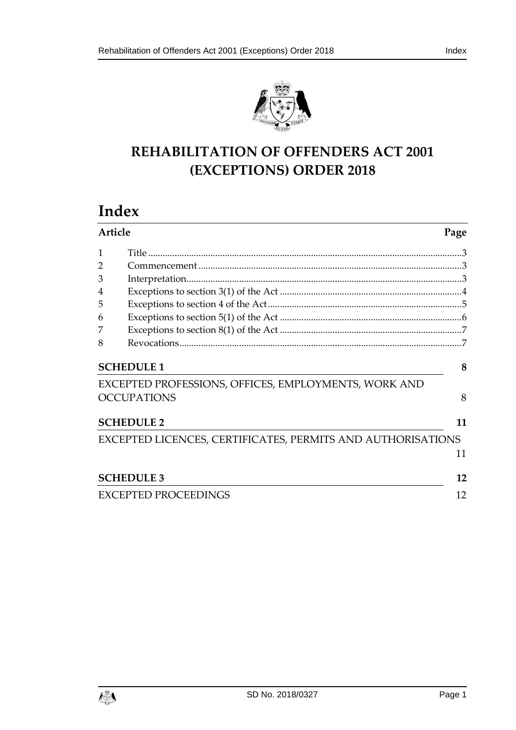# REHABILITATION OF OFFENDERS ACT 2001 (EXCEPTIONS) ORDER 2018

## Index

| Article | | Page |
|---|---|---|
| 1 | Title | 3 |
| 2 | Commencement | 3 |
| 3 | Interpretation | 3 |
| 4 | Exceptions to section 3(1) of the Act | 4 |
| 5 | Exceptions to section 4 of the Act | 5 |
| 6 | Exceptions to section 5(1) of the Act | 6 |
| 7 | Exceptions to section 8(1) of the Act | 7 |
| 8 | Revocations | 7 |

**SCHEDULE 1** 8

EXCEPTED PROFESSIONS, OFFICES, EMPLOYMENTS, WORK AND OCCUPATIONS 8

**SCHEDULE 2** 11

EXCEPTED LICENCES, CERTIFICATES, PERMITS AND AUTHORISATIONS 11

**SCHEDULE 3** 12

EXCEPTED PROCEEDINGS 12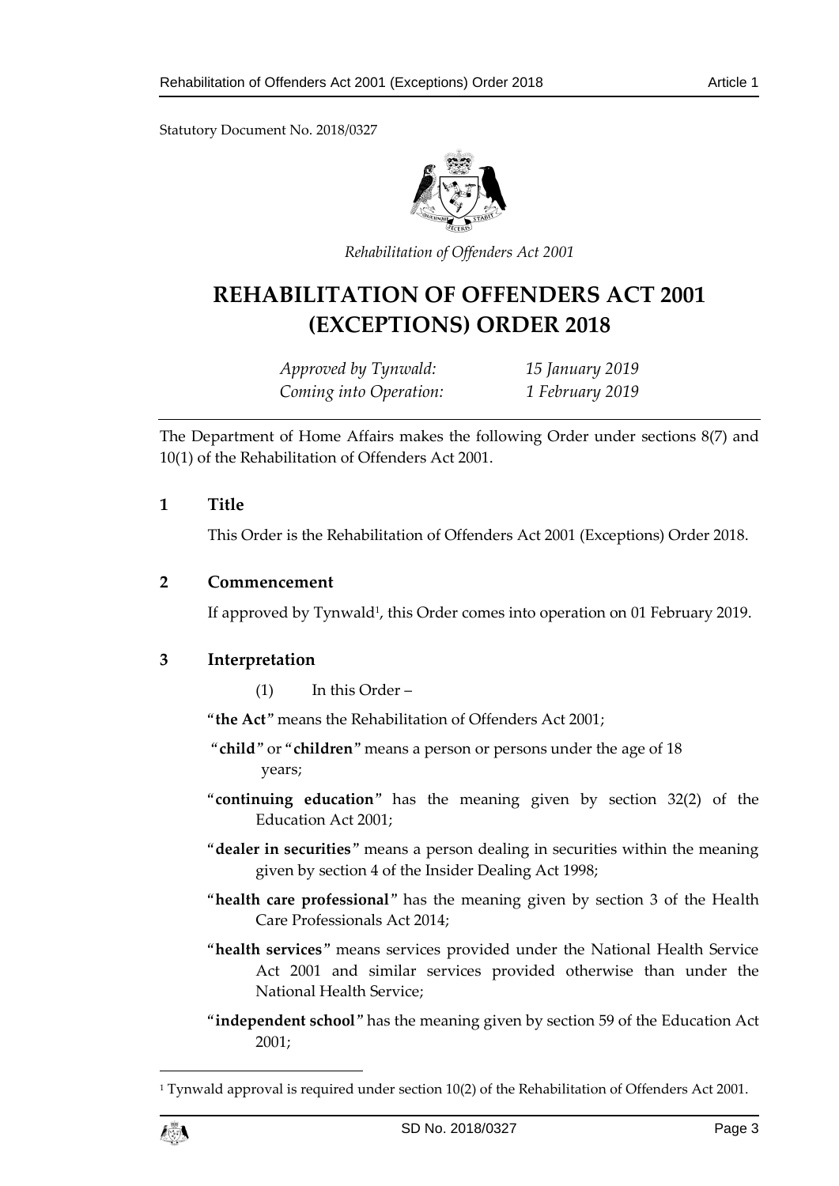Statutory Document No. 2018/0327

*Rehabilitation of Offenders Act 2001*

# REHABILITATION OF OFFENDERS ACT 2001 (EXCEPTIONS) ORDER 2018

*Approved by Tynwald:* *15 January 2019*
*Coming into Operation:* *1 February 2019*

The Department of Home Affairs makes the following Order under sections 8(7) and 10(1) of the Rehabilitation of Offenders Act 2001.

## 1 Title

This Order is the Rehabilitation of Offenders Act 2001 (Exceptions) Order 2018.

## 2 Commencement

If approved by Tynwald[1], this Order comes into operation on 01 February 2019.

## 3 Interpretation

(1) In this Order –

"**the Act**" means the Rehabilitation of Offenders Act 2001;

"**child**" or "**children**" means a person or persons under the age of 18 years;

"**continuing education**" has the meaning given by section 32(2) of the Education Act 2001;

"**dealer in securities**" means a person dealing in securities within the meaning given by section 4 of the Insider Dealing Act 1998;

"**health care professional**" has the meaning given by section 3 of the Health Care Professionals Act 2014;

"**health services**" means services provided under the National Health Service Act 2001 and similar services provided otherwise than under the National Health Service;

"**independent school**" has the meaning given by section 59 of the Education Act 2001;

[1] Tynwald approval is required under section 10(2) of the Rehabilitation of Offenders Act 2001.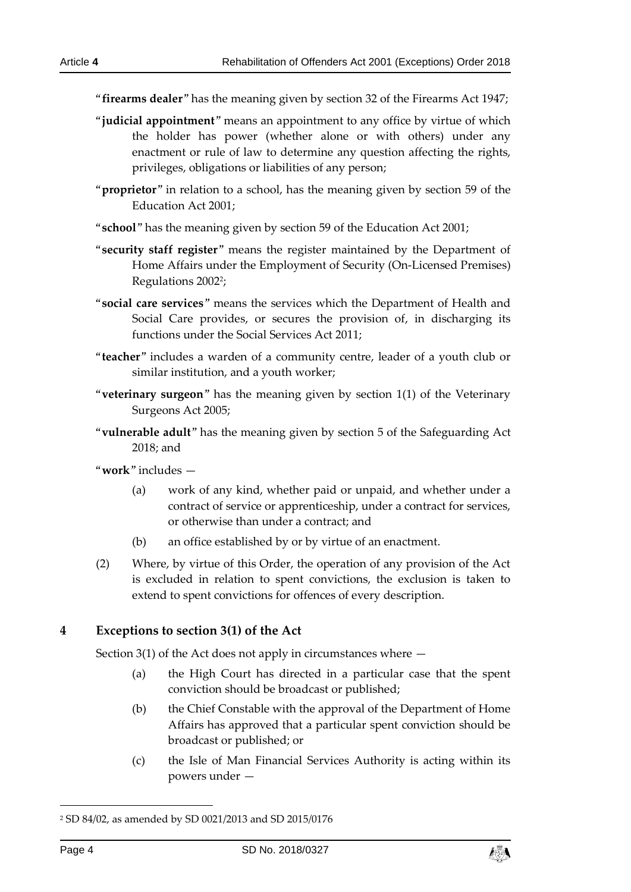"**firearms dealer**" has the meaning given by section 32 of the Firearms Act 1947;

"**judicial appointment**" means an appointment to any office by virtue of which the holder has power (whether alone or with others) under any enactment or rule of law to determine any question affecting the rights, privileges, obligations or liabilities of any person;

"**proprietor**" in relation to a school, has the meaning given by section 59 of the Education Act 2001;

"**school**" has the meaning given by section 59 of the Education Act 2001;

"**security staff register**" means the register maintained by the Department of Home Affairs under the Employment of Security (On-Licensed Premises) Regulations 2002[2];

"**social care services**" means the services which the Department of Health and Social Care provides, or secures the provision of, in discharging its functions under the Social Services Act 2011;

"**teacher**" includes a warden of a community centre, leader of a youth club or similar institution, and a youth worker;

"**veterinary surgeon**" has the meaning given by section 1(1) of the Veterinary Surgeons Act 2005;

"**vulnerable adult**" has the meaning given by section 5 of the Safeguarding Act 2018; and

"**work**" includes —

(a) work of any kind, whether paid or unpaid, and whether under a contract of service or apprenticeship, under a contract for services, or otherwise than under a contract; and

(b) an office established by or by virtue of an enactment.

(2) Where, by virtue of this Order, the operation of any provision of the Act is excluded in relation to spent convictions, the exclusion is taken to extend to spent convictions for offences of every description.

## 4 Exceptions to section 3(1) of the Act

Section 3(1) of the Act does not apply in circumstances where —

(a) the High Court has directed in a particular case that the spent conviction should be broadcast or published;

(b) the Chief Constable with the approval of the Department of Home Affairs has approved that a particular spent conviction should be broadcast or published; or

(c) the Isle of Man Financial Services Authority is acting within its powers under —

[2] SD 84/02, as amended by SD 0021/2013 and SD 2015/0176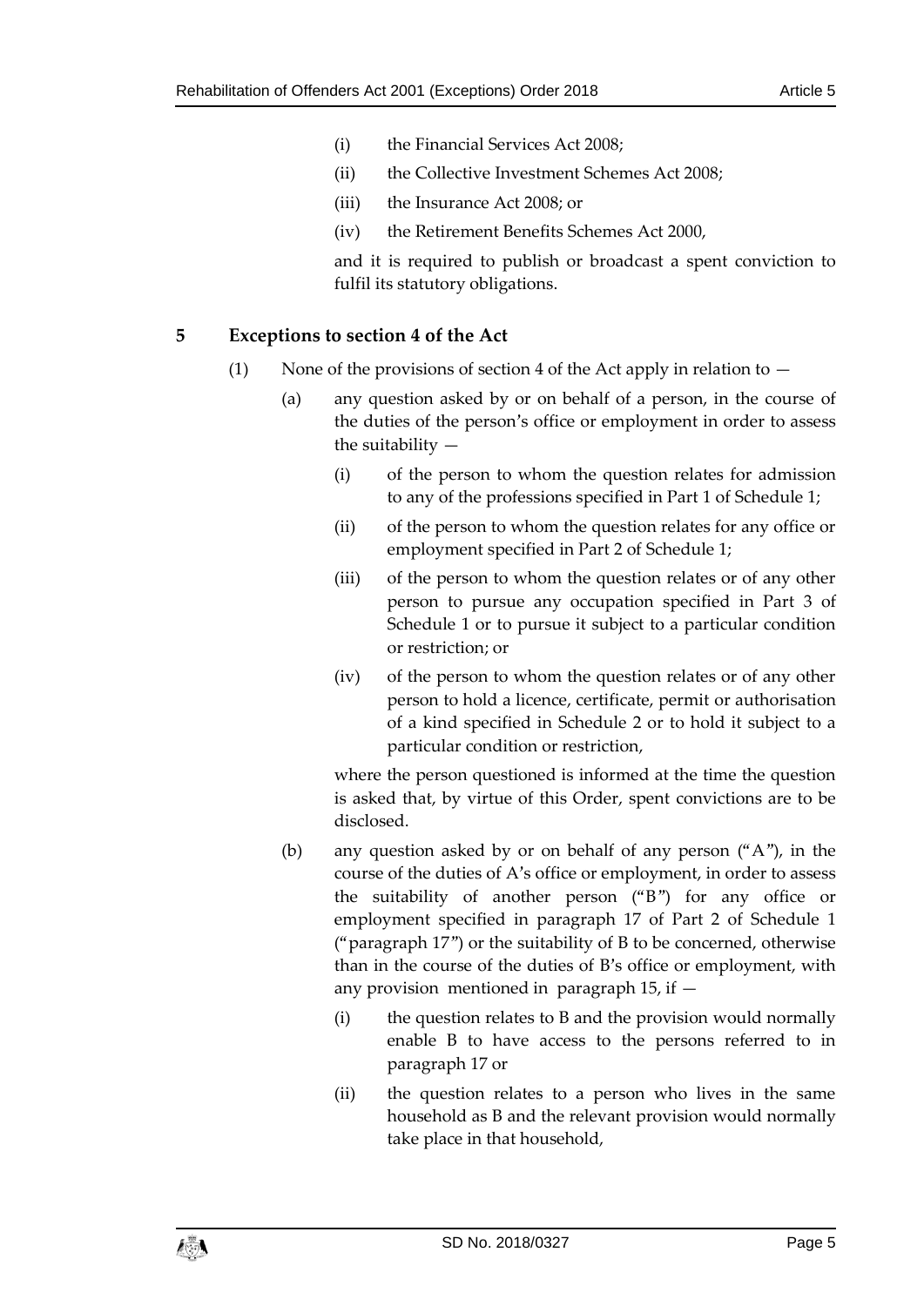(i) the Financial Services Act 2008;

(ii) the Collective Investment Schemes Act 2008;

(iii) the Insurance Act 2008; or

(iv) the Retirement Benefits Schemes Act 2000,

and it is required to publish or broadcast a spent conviction to fulfil its statutory obligations.

## 5 Exceptions to section 4 of the Act

(1) None of the provisions of section 4 of the Act apply in relation to —

(a) any question asked by or on behalf of a person, in the course of the duties of the person's office or employment in order to assess the suitability —

(i) of the person to whom the question relates for admission to any of the professions specified in Part 1 of Schedule 1;

(ii) of the person to whom the question relates for any office or employment specified in Part 2 of Schedule 1;

(iii) of the person to whom the question relates or of any other person to pursue any occupation specified in Part 3 of Schedule 1 or to pursue it subject to a particular condition or restriction; or

(iv) of the person to whom the question relates or of any other person to hold a licence, certificate, permit or authorisation of a kind specified in Schedule 2 or to hold it subject to a particular condition or restriction,

where the person questioned is informed at the time the question is asked that, by virtue of this Order, spent convictions are to be disclosed.

(b) any question asked by or on behalf of any person ("A"), in the course of the duties of A's office or employment, in order to assess the suitability of another person ("B") for any office or employment specified in paragraph 17 of Part 2 of Schedule 1 ("paragraph 17") or the suitability of B to be concerned, otherwise than in the course of the duties of B's office or employment, with any provision mentioned in paragraph 15, if —

(i) the question relates to B and the provision would normally enable B to have access to the persons referred to in paragraph 17 or

(ii) the question relates to a person who lives in the same household as B and the relevant provision would normally take place in that household,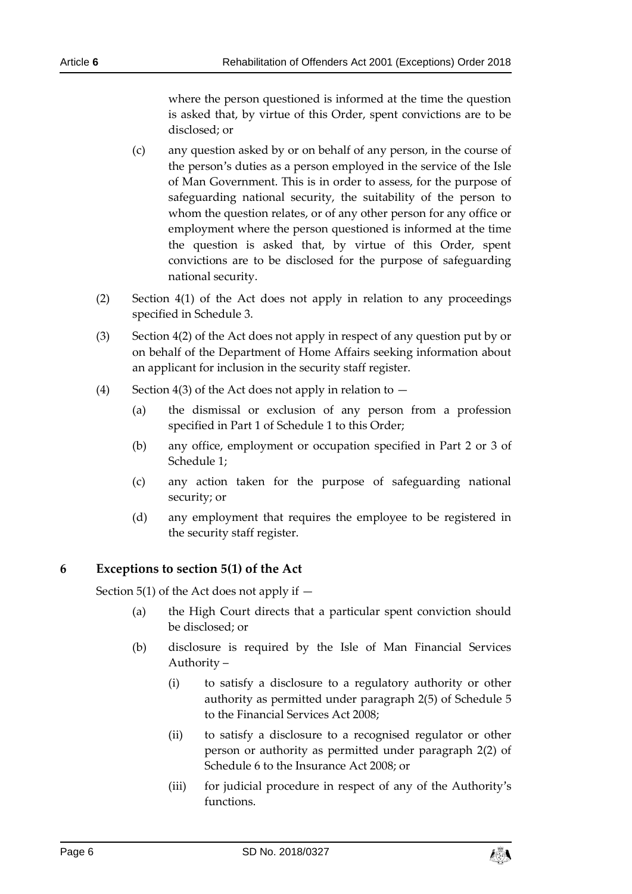where the person questioned is informed at the time the question is asked that, by virtue of this Order, spent convictions are to be disclosed; or

(c) any question asked by or on behalf of any person, in the course of the person's duties as a person employed in the service of the Isle of Man Government. This is in order to assess, for the purpose of safeguarding national security, the suitability of the person to whom the question relates, or of any other person for any office or employment where the person questioned is informed at the time the question is asked that, by virtue of this Order, spent convictions are to be disclosed for the purpose of safeguarding national security.

(2) Section 4(1) of the Act does not apply in relation to any proceedings specified in Schedule 3.

(3) Section 4(2) of the Act does not apply in respect of any question put by or on behalf of the Department of Home Affairs seeking information about an applicant for inclusion in the security staff register.

(4) Section 4(3) of the Act does not apply in relation to —

(a) the dismissal or exclusion of any person from a profession specified in Part 1 of Schedule 1 to this Order;

(b) any office, employment or occupation specified in Part 2 or 3 of Schedule 1;

(c) any action taken for the purpose of safeguarding national security; or

(d) any employment that requires the employee to be registered in the security staff register.

## 6 Exceptions to section 5(1) of the Act

Section 5(1) of the Act does not apply if —

(a) the High Court directs that a particular spent conviction should be disclosed; or

(b) disclosure is required by the Isle of Man Financial Services Authority –

(i) to satisfy a disclosure to a regulatory authority or other authority as permitted under paragraph 2(5) of Schedule 5 to the Financial Services Act 2008;

(ii) to satisfy a disclosure to a recognised regulator or other person or authority as permitted under paragraph 2(2) of Schedule 6 to the Insurance Act 2008; or

(iii) for judicial procedure in respect of any of the Authority's functions.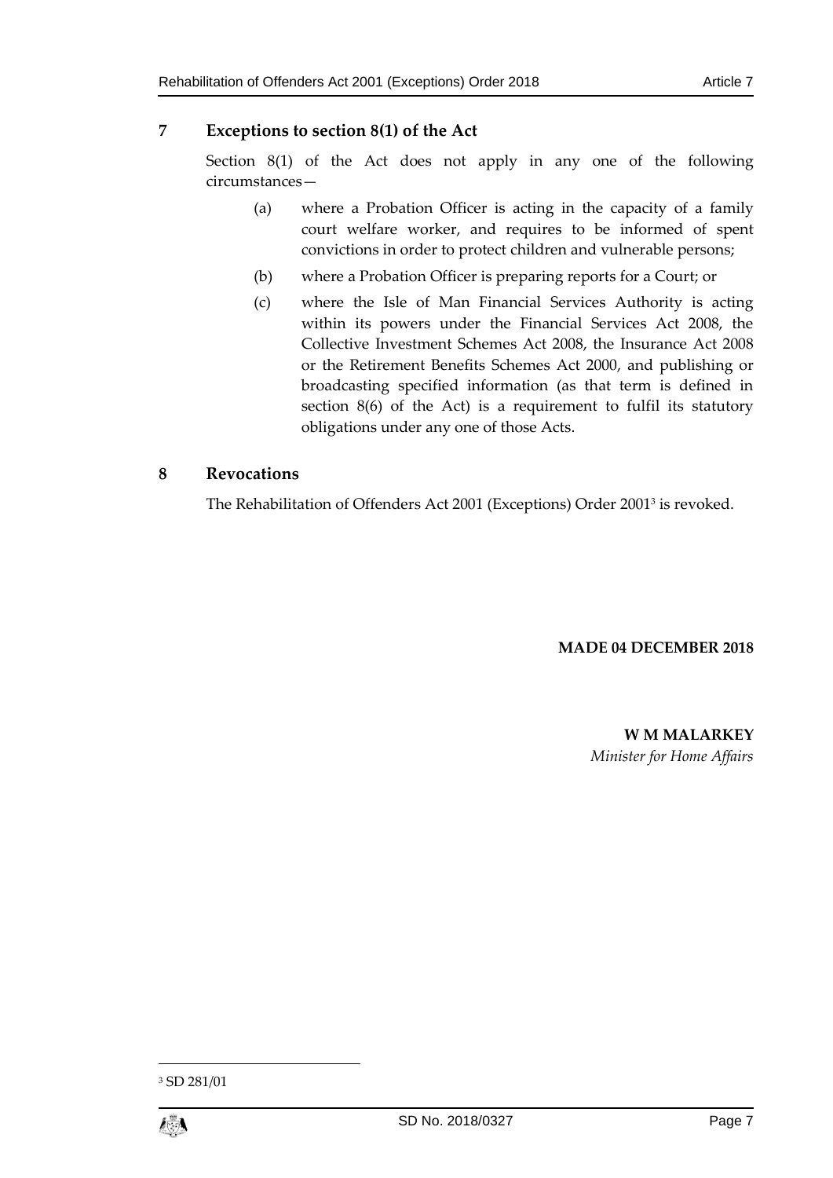## 7 Exceptions to section 8(1) of the Act

Section 8(1) of the Act does not apply in any one of the following circumstances—

(a) where a Probation Officer is acting in the capacity of a family court welfare worker, and requires to be informed of spent convictions in order to protect children and vulnerable persons;

(b) where a Probation Officer is preparing reports for a Court; or

(c) where the Isle of Man Financial Services Authority is acting within its powers under the Financial Services Act 2008, the Collective Investment Schemes Act 2008, the Insurance Act 2008 or the Retirement Benefits Schemes Act 2000, and publishing or broadcasting specified information (as that term is defined in section 8(6) of the Act) is a requirement to fulfil its statutory obligations under any one of those Acts.

## 8 Revocations

The Rehabilitation of Offenders Act 2001 (Exceptions) Order 2001[3] is revoked.

**MADE 04 DECEMBER 2018**

**W M MALARKEY**
*Minister for Home Affairs*

[3] SD 281/01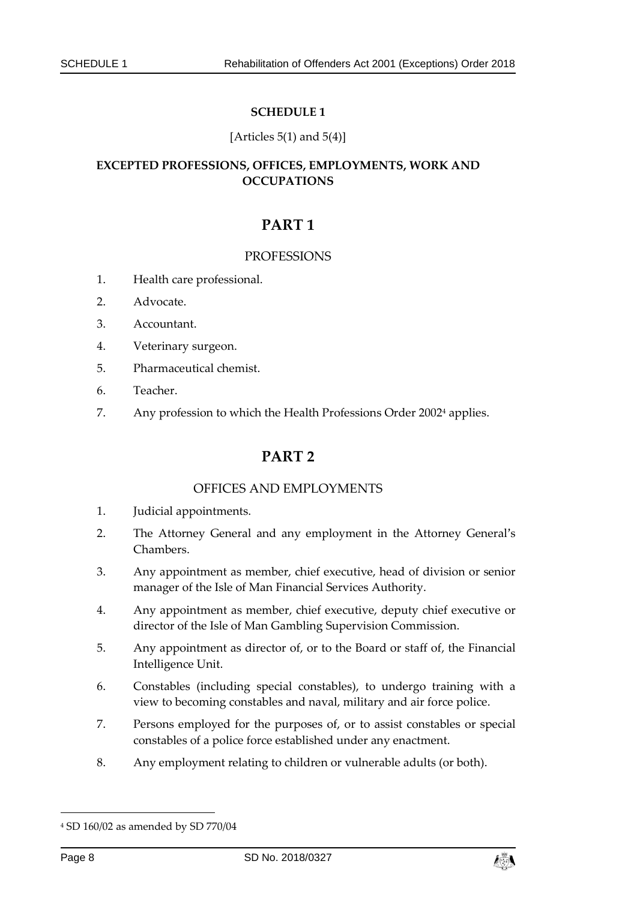# SCHEDULE 1

[Articles 5(1) and 5(4)]

## EXCEPTED PROFESSIONS, OFFICES, EMPLOYMENTS, WORK AND OCCUPATIONS

## PART 1

### PROFESSIONS

1. Health care professional.
2. Advocate.
3. Accountant.
4. Veterinary surgeon.
5. Pharmaceutical chemist.
6. Teacher.
7. Any profession to which the Health Professions Order 2002[4] applies.

## PART 2

### OFFICES AND EMPLOYMENTS

1. Judicial appointments.
2. The Attorney General and any employment in the Attorney General's Chambers.
3. Any appointment as member, chief executive, head of division or senior manager of the Isle of Man Financial Services Authority.
4. Any appointment as member, chief executive, deputy chief executive or director of the Isle of Man Gambling Supervision Commission.
5. Any appointment as director of, or to the Board or staff of, the Financial Intelligence Unit.
6. Constables (including special constables), to undergo training with a view to becoming constables and naval, military and air force police.
7. Persons employed for the purposes of, or to assist constables or special constables of a police force established under any enactment.
8. Any employment relating to children or vulnerable adults (or both).

---

[4] SD 160/02 as amended by SD 770/04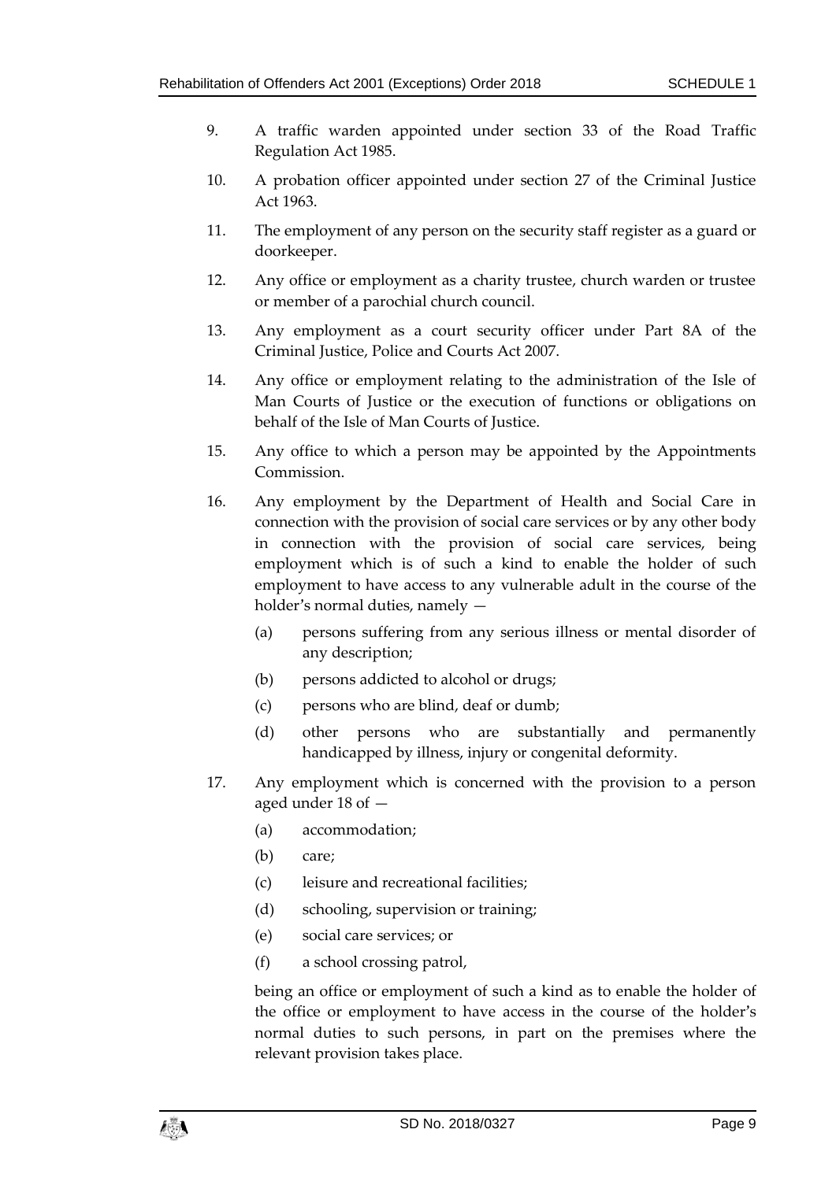9. A traffic warden appointed under section 33 of the Road Traffic Regulation Act 1985.

10. A probation officer appointed under section 27 of the Criminal Justice Act 1963.

11. The employment of any person on the security staff register as a guard or doorkeeper.

12. Any office or employment as a charity trustee, church warden or trustee or member of a parochial church council.

13. Any employment as a court security officer under Part 8A of the Criminal Justice, Police and Courts Act 2007.

14. Any office or employment relating to the administration of the Isle of Man Courts of Justice or the execution of functions or obligations on behalf of the Isle of Man Courts of Justice.

15. Any office to which a person may be appointed by the Appointments Commission.

16. Any employment by the Department of Health and Social Care in connection with the provision of social care services or by any other body in connection with the provision of social care services, being employment which is of such a kind to enable the holder of such employment to have access to any vulnerable adult in the course of the holder's normal duties, namely —

    (a) persons suffering from any serious illness or mental disorder of any description;

    (b) persons addicted to alcohol or drugs;

    (c) persons who are blind, deaf or dumb;

    (d) other persons who are substantially and permanently handicapped by illness, injury or congenital deformity.

17. Any employment which is concerned with the provision to a person aged under 18 of —

    (a) accommodation;

    (b) care;

    (c) leisure and recreational facilities;

    (d) schooling, supervision or training;

    (e) social care services; or

    (f) a school crossing patrol,

    being an office or employment of such a kind as to enable the holder of the office or employment to have access in the course of the holder's normal duties to such persons, in part on the premises where the relevant provision takes place.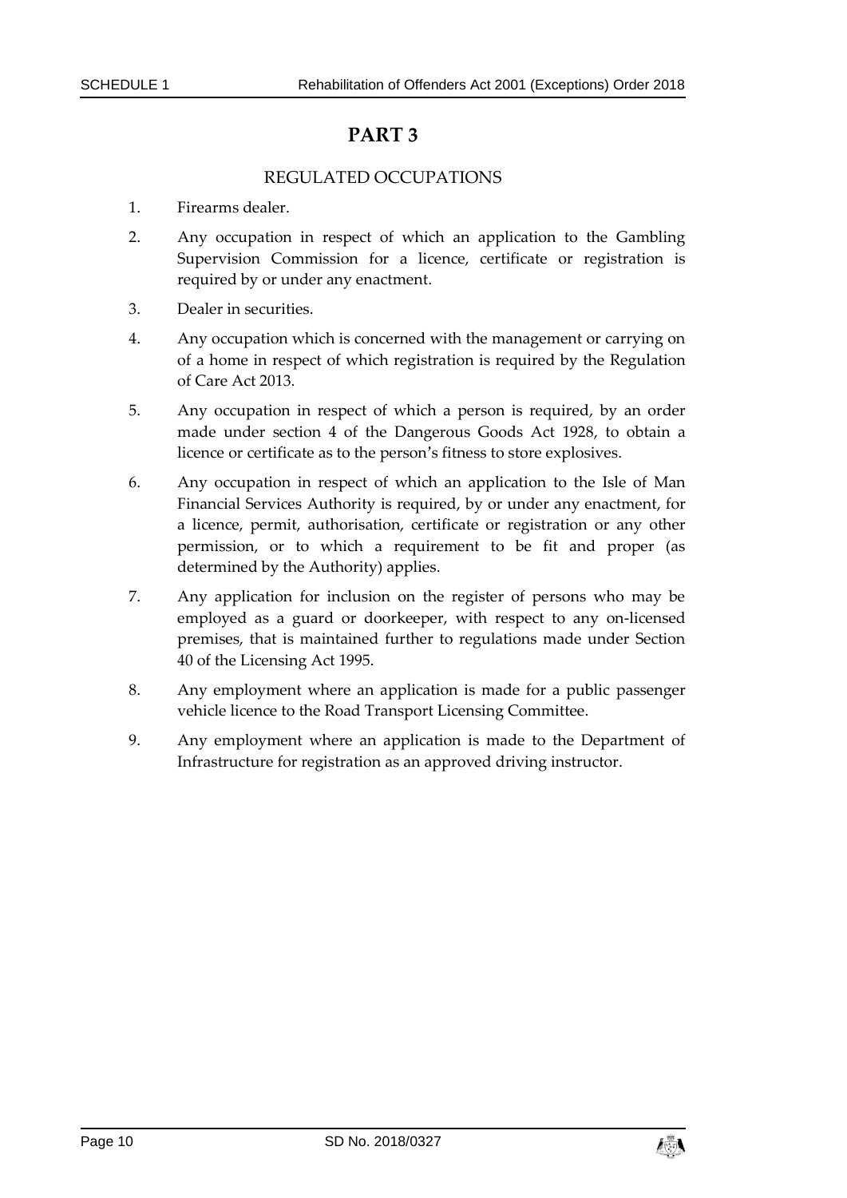# PART 3

## REGULATED OCCUPATIONS

1. Firearms dealer.
2. Any occupation in respect of which an application to the Gambling Supervision Commission for a licence, certificate or registration is required by or under any enactment.
3. Dealer in securities.
4. Any occupation which is concerned with the management or carrying on of a home in respect of which registration is required by the Regulation of Care Act 2013.
5. Any occupation in respect of which a person is required, by an order made under section 4 of the Dangerous Goods Act 1928, to obtain a licence or certificate as to the person's fitness to store explosives.
6. Any occupation in respect of which an application to the Isle of Man Financial Services Authority is required, by or under any enactment, for a licence, permit, authorisation, certificate or registration or any other permission, or to which a requirement to be fit and proper (as determined by the Authority) applies.
7. Any application for inclusion on the register of persons who may be employed as a guard or doorkeeper, with respect to any on-licensed premises, that is maintained further to regulations made under Section 40 of the Licensing Act 1995.
8. Any employment where an application is made for a public passenger vehicle licence to the Road Transport Licensing Committee.
9. Any employment where an application is made to the Department of Infrastructure for registration as an approved driving instructor.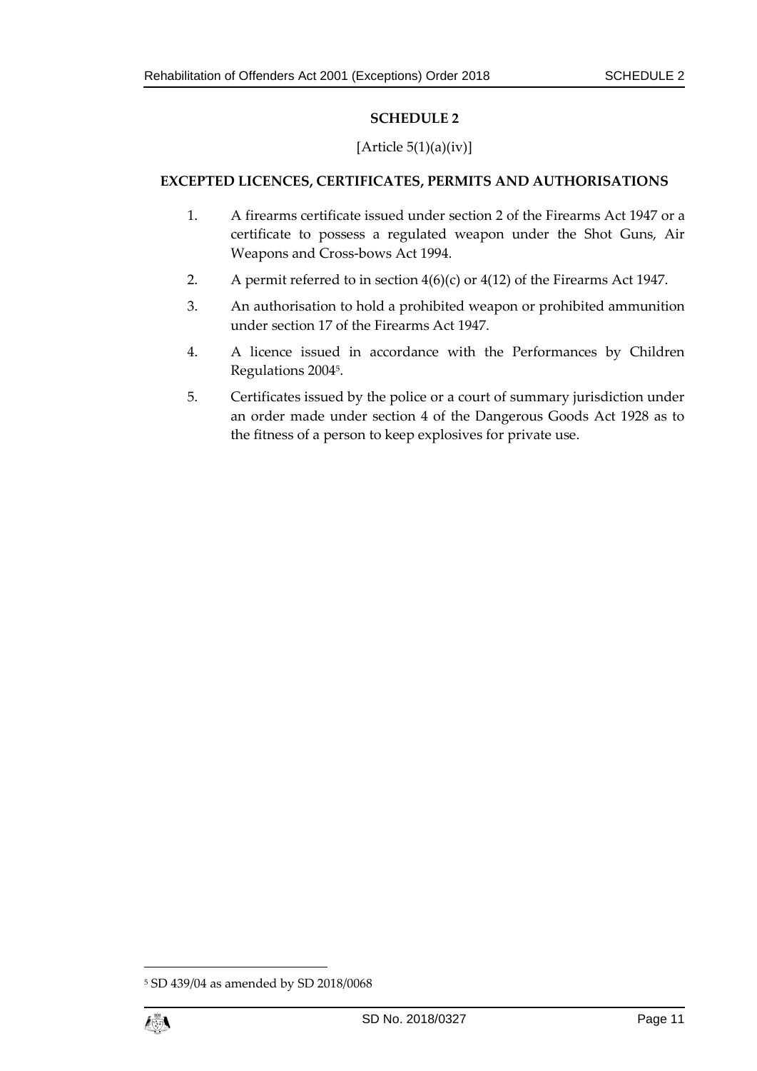## SCHEDULE 2

[Article 5(1)(a)(iv)]

### EXCEPTED LICENCES, CERTIFICATES, PERMITS AND AUTHORISATIONS

1. A firearms certificate issued under section 2 of the Firearms Act 1947 or a certificate to possess a regulated weapon under the Shot Guns, Air Weapons and Cross-bows Act 1994.
2. A permit referred to in section 4(6)(c) or 4(12) of the Firearms Act 1947.
3. An authorisation to hold a prohibited weapon or prohibited ammunition under section 17 of the Firearms Act 1947.
4. A licence issued in accordance with the Performances by Children Regulations 2004[5].
5. Certificates issued by the police or a court of summary jurisdiction under an order made under section 4 of the Dangerous Goods Act 1928 as to the fitness of a person to keep explosives for private use.

---

[5] SD 439/04 as amended by SD 2018/0068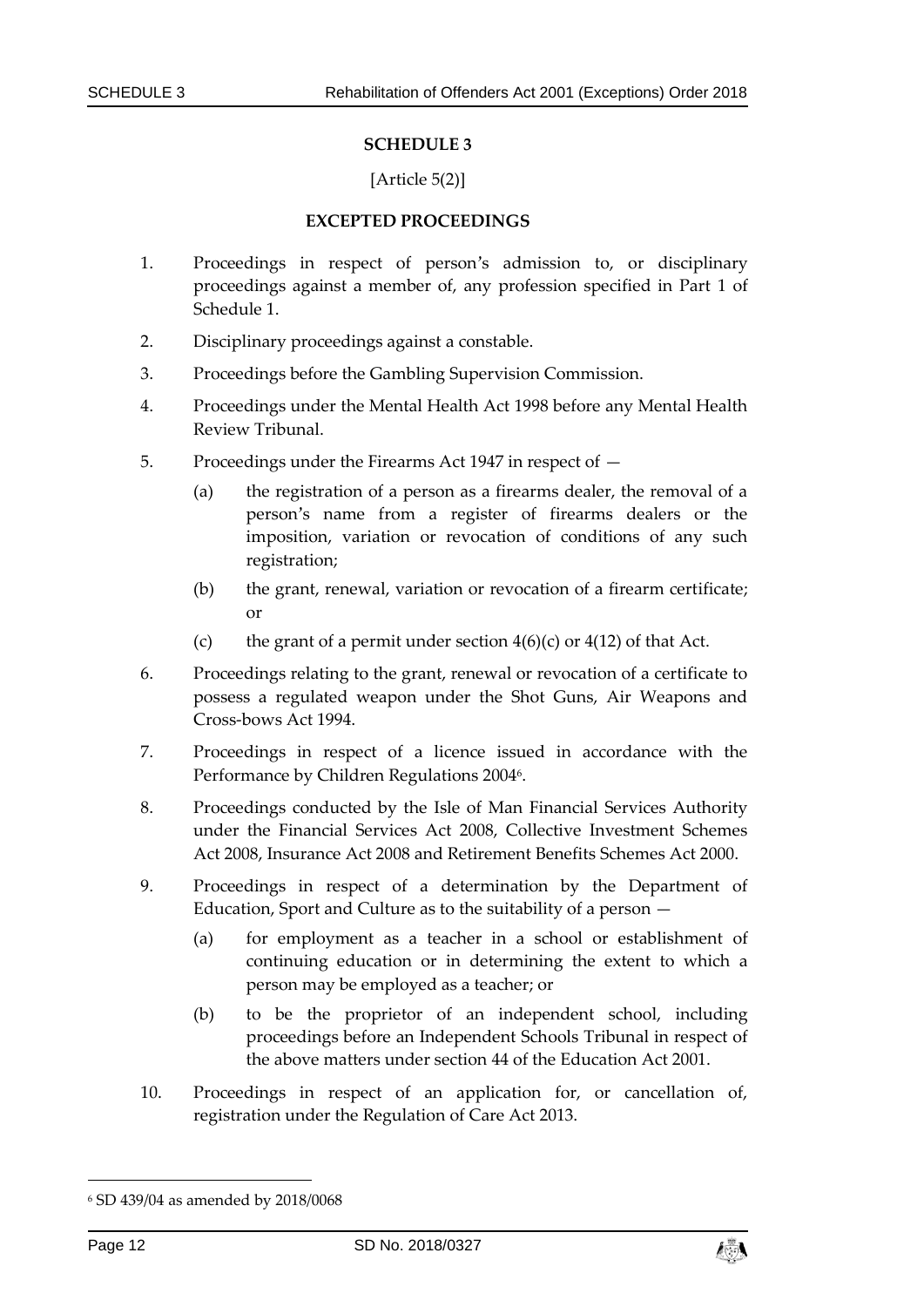## SCHEDULE 3

[Article 5(2)]

### EXCEPTED PROCEEDINGS

1. Proceedings in respect of person's admission to, or disciplinary proceedings against a member of, any profession specified in Part 1 of Schedule 1.

2. Disciplinary proceedings against a constable.

3. Proceedings before the Gambling Supervision Commission.

4. Proceedings under the Mental Health Act 1998 before any Mental Health Review Tribunal.

5. Proceedings under the Firearms Act 1947 in respect of —

   (a) the registration of a person as a firearms dealer, the removal of a person's name from a register of firearms dealers or the imposition, variation or revocation of conditions of any such registration;

   (b) the grant, renewal, variation or revocation of a firearm certificate; or

   (c) the grant of a permit under section 4(6)(c) or 4(12) of that Act.

6. Proceedings relating to the grant, renewal or revocation of a certificate to possess a regulated weapon under the Shot Guns, Air Weapons and Cross-bows Act 1994.

7. Proceedings in respect of a licence issued in accordance with the Performance by Children Regulations 2004[6].

8. Proceedings conducted by the Isle of Man Financial Services Authority under the Financial Services Act 2008, Collective Investment Schemes Act 2008, Insurance Act 2008 and Retirement Benefits Schemes Act 2000.

9. Proceedings in respect of a determination by the Department of Education, Sport and Culture as to the suitability of a person —

   (a) for employment as a teacher in a school or establishment of continuing education or in determining the extent to which a person may be employed as a teacher; or

   (b) to be the proprietor of an independent school, including proceedings before an Independent Schools Tribunal in respect of the above matters under section 44 of the Education Act 2001.

10. Proceedings in respect of an application for, or cancellation of, registration under the Regulation of Care Act 2013.

---

[6] SD 439/04 as amended by 2018/0068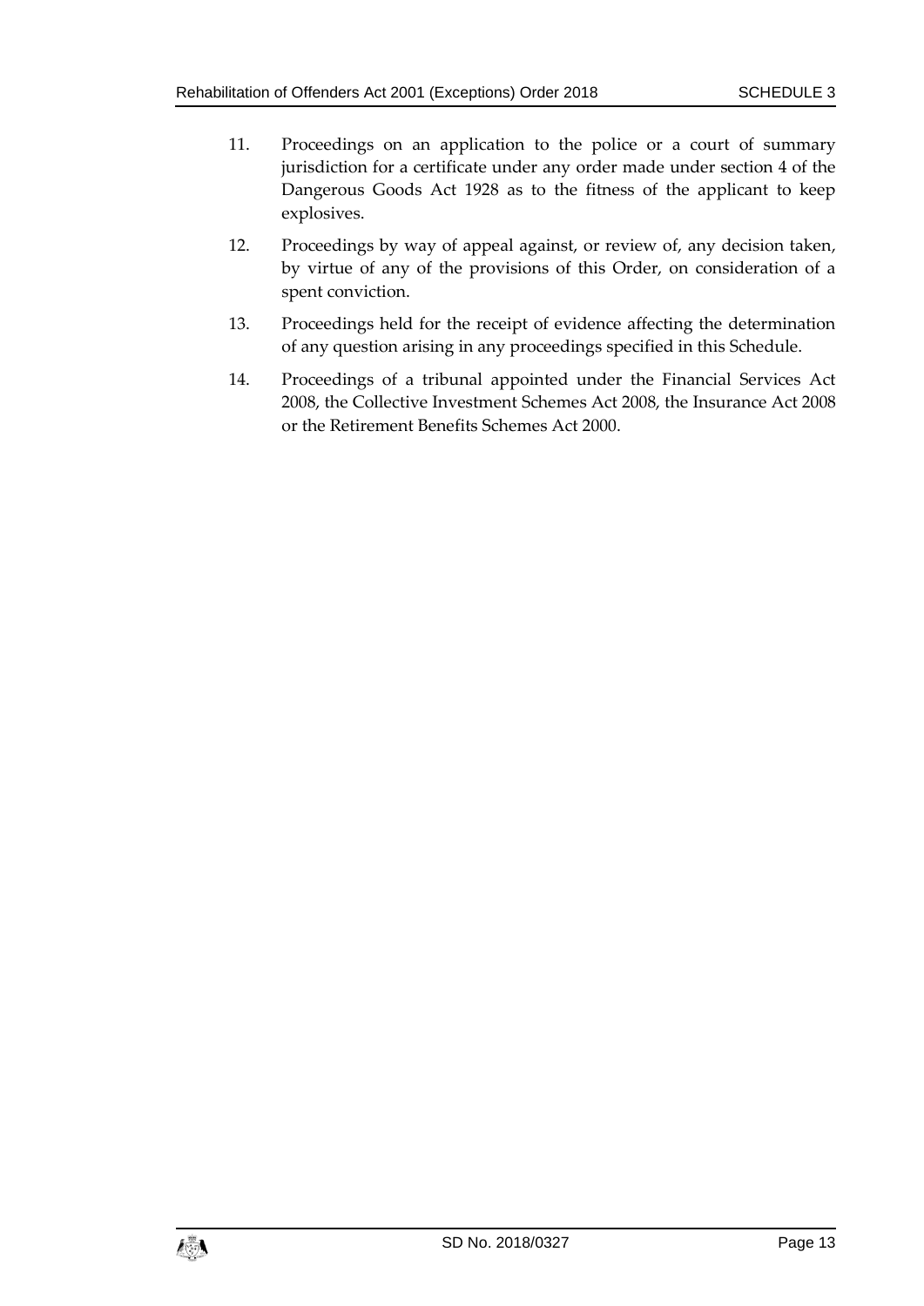11. Proceedings on an application to the police or a court of summary jurisdiction for a certificate under any order made under section 4 of the Dangerous Goods Act 1928 as to the fitness of the applicant to keep explosives.

12. Proceedings by way of appeal against, or review of, any decision taken, by virtue of any of the provisions of this Order, on consideration of a spent conviction.

13. Proceedings held for the receipt of evidence affecting the determination of any question arising in any proceedings specified in this Schedule.

14. Proceedings of a tribunal appointed under the Financial Services Act 2008, the Collective Investment Schemes Act 2008, the Insurance Act 2008 or the Retirement Benefits Schemes Act 2000.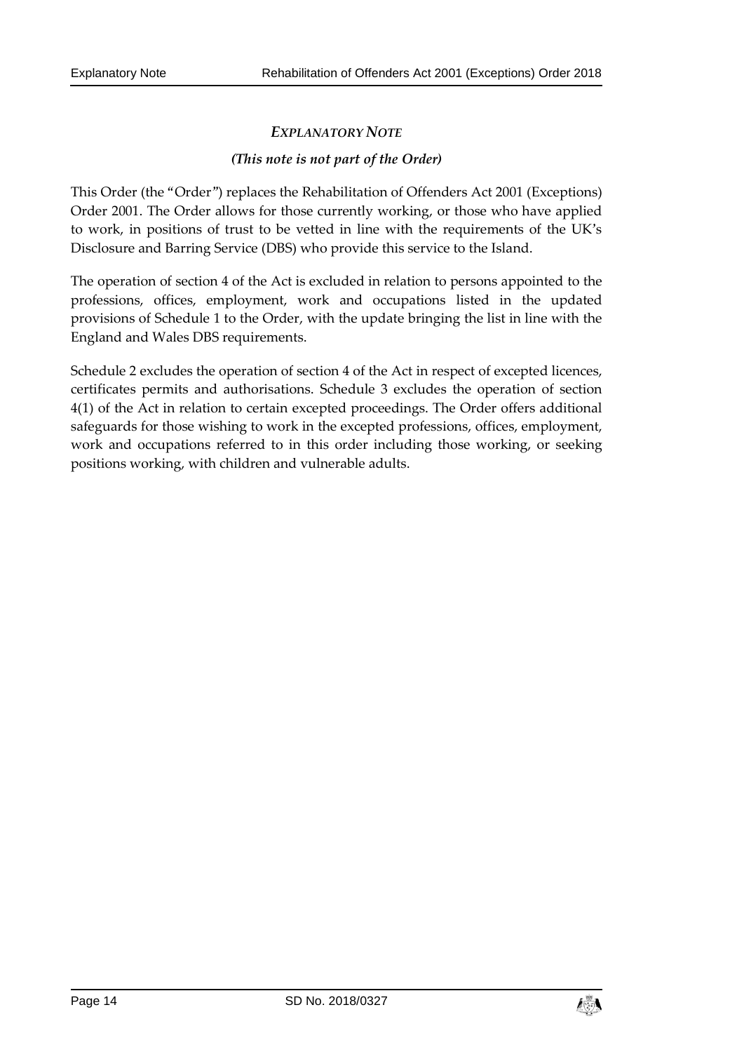## *EXPLANATORY NOTE*

*(This note is not part of the Order)*

This Order (the "Order") replaces the Rehabilitation of Offenders Act 2001 (Exceptions) Order 2001. The Order allows for those currently working, or those who have applied to work, in positions of trust to be vetted in line with the requirements of the UK's Disclosure and Barring Service (DBS) who provide this service to the Island.

The operation of section 4 of the Act is excluded in relation to persons appointed to the professions, offices, employment, work and occupations listed in the updated provisions of Schedule 1 to the Order, with the update bringing the list in line with the England and Wales DBS requirements.

Schedule 2 excludes the operation of section 4 of the Act in respect of excepted licences, certificates permits and authorisations. Schedule 3 excludes the operation of section 4(1) of the Act in relation to certain excepted proceedings. The Order offers additional safeguards for those wishing to work in the excepted professions, offices, employment, work and occupations referred to in this order including those working, or seeking positions working, with children and vulnerable adults.